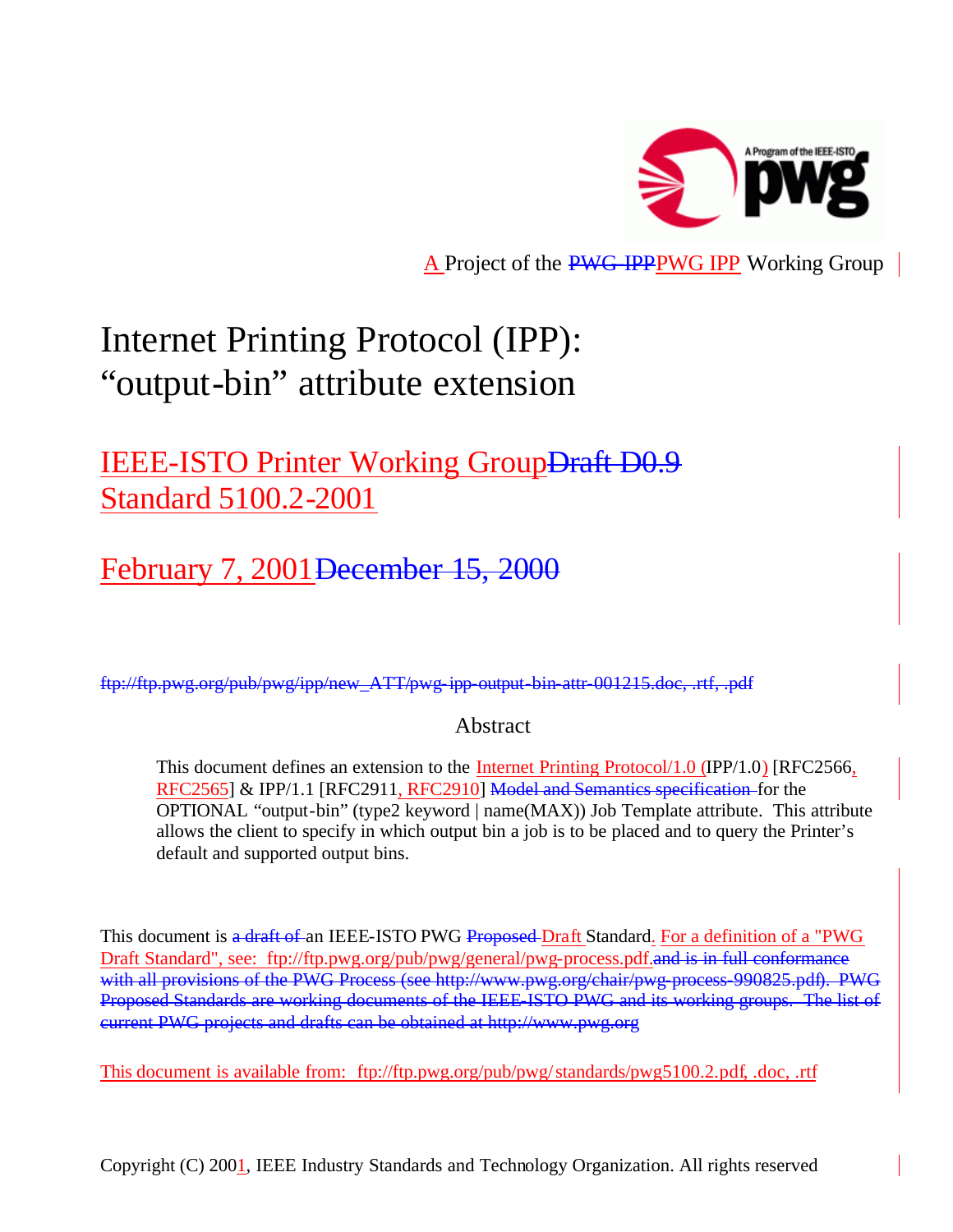A Project of the PWG-IPPPWG IPP Working Group

# Internet Printing Protocol (IPP): "output-bin" attribute extension

## IEEE-ISTO Printer Working GroupDraft D0.9 Standard 5100.2-2001

## February 7, 2001December 15, 2000

ftp://ftp.pwg.org/pub/pwg/ipp/new_ATT/pwg-ipp-output-bin-attr-001215.doc, .rtf, .pdf

### Abstract

This document defines an extension to the Internet Printing Protocol/1.0 (IPP/1.0) [RFC2566, RFC2565] & IPP/1.1 [RFC2911, RFC2910] Model and Semantics specification for the OPTIONAL "output-bin" (type2 keyword | name(MAX)) Job Template attribute. This attribute allows the client to specify in which output bin a job is to be placed and to query the Printer's default and supported output bins.

This document is a draft of an IEEE-ISTO PWG Proposed Draft Standard. For a definition of a "PWG Draft Standard", see: ftp://ftp.pwg.org/pub/pwg/general/pwg-process.pdf.and is in full conformance with all provisions of the PWG Process (see http://www.pwg.org/chair/pwg-process-990825.pdf). PWG Proposed Standards are working documents of the IEEE-ISTO PWG and its working groups. The list of current PWG projects and drafts can be obtained at http://www.pwg.org

This document is available from: ftp://ftp.pwg.org/pub/pwg/standards/pwg5100.2.pdf, .doc, .rtf

Copyright (C) 2001, IEEE Industry Standards and Technology Organization. All rights reserved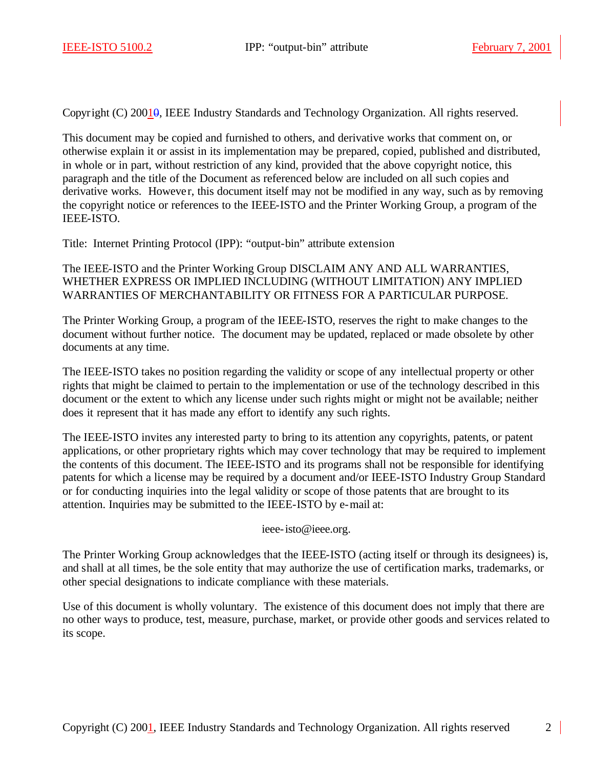Copyright (C) 20010, IEEE Industry Standards and Technology Organization. All rights reserved.

This document may be copied and furnished to others, and derivative works that comment on, or otherwise explain it or assist in its implementation may be prepared, copied, published and distributed, in whole or in part, without restriction of any kind, provided that the above copyright notice, this paragraph and the title of the Document as referenced below are included on all such copies and derivative works. However, this document itself may not be modified in any way, such as by removing the copyright notice or references to the IEEE-ISTO and the Printer Working Group, a program of the IEEE-ISTO.

Title: Internet Printing Protocol (IPP): "output-bin" attribute extension

The IEEE-ISTO and the Printer Working Group DISCLAIM ANY AND ALL WARRANTIES, WHETHER EXPRESS OR IMPLIED INCLUDING (WITHOUT LIMITATION) ANY IMPLIED WARRANTIES OF MERCHANTABILITY OR FITNESS FOR A PARTICULAR PURPOSE.

The Printer Working Group, a program of the IEEE-ISTO, reserves the right to make changes to the document without further notice. The document may be updated, replaced or made obsolete by other documents at any time.

The IEEE-ISTO takes no position regarding the validity or scope of any intellectual property or other rights that might be claimed to pertain to the implementation or use of the technology described in this document or the extent to which any license under such rights might or might not be available; neither does it represent that it has made any effort to identify any such rights.

The IEEE-ISTO invites any interested party to bring to its attention any copyrights, patents, or patent applications, or other proprietary rights which may cover technology that may be required to implement the contents of this document. The IEEE-ISTO and its programs shall not be responsible for identifying patents for which a license may be required by a document and/or IEEE-ISTO Industry Group Standard or for conducting inquiries into the legal validity or scope of those patents that are brought to its attention. Inquiries may be submitted to the IEEE-ISTO by e-mail at:

ieee-isto@ieee.org.

The Printer Working Group acknowledges that the IEEE-ISTO (acting itself or through its designees) is, and shall at all times, be the sole entity that may authorize the use of certification marks, trademarks, or other special designations to indicate compliance with these materials.

Use of this document is wholly voluntary. The existence of this document does not imply that there are no other ways to produce, test, measure, purchase, market, or provide other goods and services related to its scope.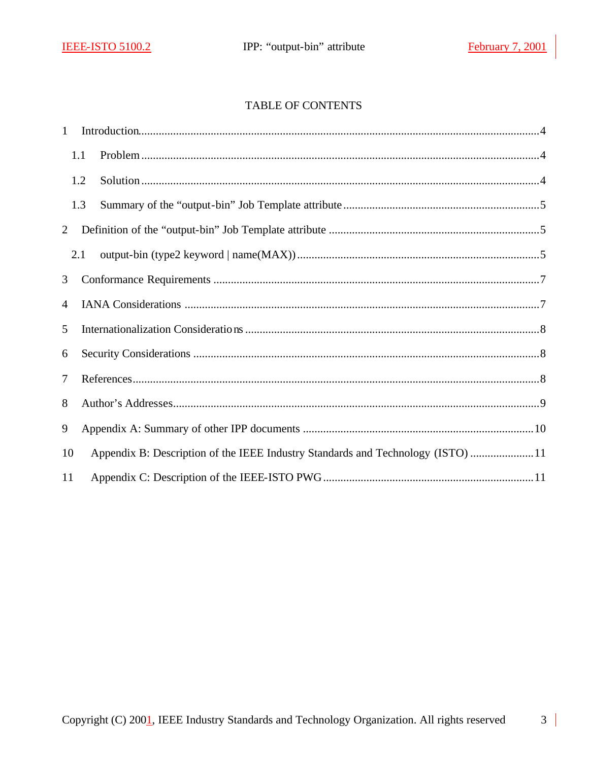TABLE OF CONTENTS

1 Introduction.....4

1.1 Problem.....4

1.2 Solution.....4

1.3 Summary of the "output-bin" Job Template attribute.....5

2 Definition of the "output-bin" Job Template attribute.....5

2.1 output-bin (type2 keyword | name(MAX)).....5

3 Conformance Requirements.....7

4 IANA Considerations.....7

5 Internationalization Considerations.....8

6 Security Considerations.....8

7 References.....8

8 Author's Addresses.....9

9 Appendix A: Summary of other IPP documents.....10

10 Appendix B: Description of the IEEE Industry Standards and Technology (ISTO).....11

11 Appendix C: Description of the IEEE-ISTO PWG.....11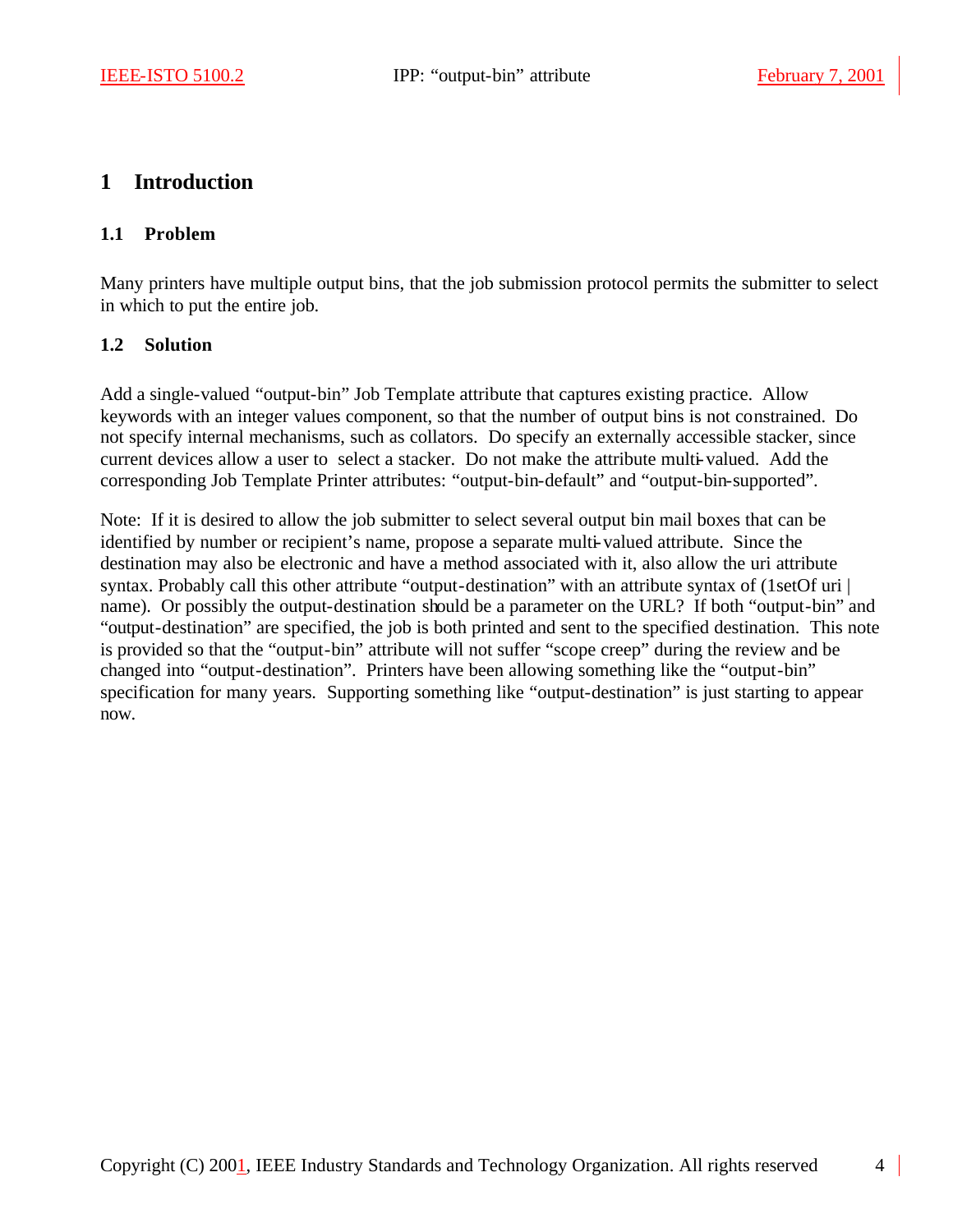# 1 Introduction

## 1.1 Problem

Many printers have multiple output bins, that the job submission protocol permits the submitter to select in which to put the entire job.

## 1.2 Solution

Add a single-valued "output-bin" Job Template attribute that captures existing practice. Allow keywords with an integer values component, so that the number of output bins is not constrained. Do not specify internal mechanisms, such as collators. Do specify an externally accessible stacker, since current devices allow a user to select a stacker. Do not make the attribute multi-valued. Add the corresponding Job Template Printer attributes: "output-bin-default" and "output-bin-supported".

Note: If it is desired to allow the job submitter to select several output bin mail boxes that can be identified by number or recipient's name, propose a separate multi-valued attribute. Since the destination may also be electronic and have a method associated with it, also allow the uri attribute syntax. Probably call this other attribute "output-destination" with an attribute syntax of (1setOf uri | name). Or possibly the output-destination should be a parameter on the URL? If both "output-bin" and "output-destination" are specified, the job is both printed and sent to the specified destination. This note is provided so that the "output-bin" attribute will not suffer "scope creep" during the review and be changed into "output-destination". Printers have been allowing something like the "output-bin" specification for many years. Supporting something like "output-destination" is just starting to appear now.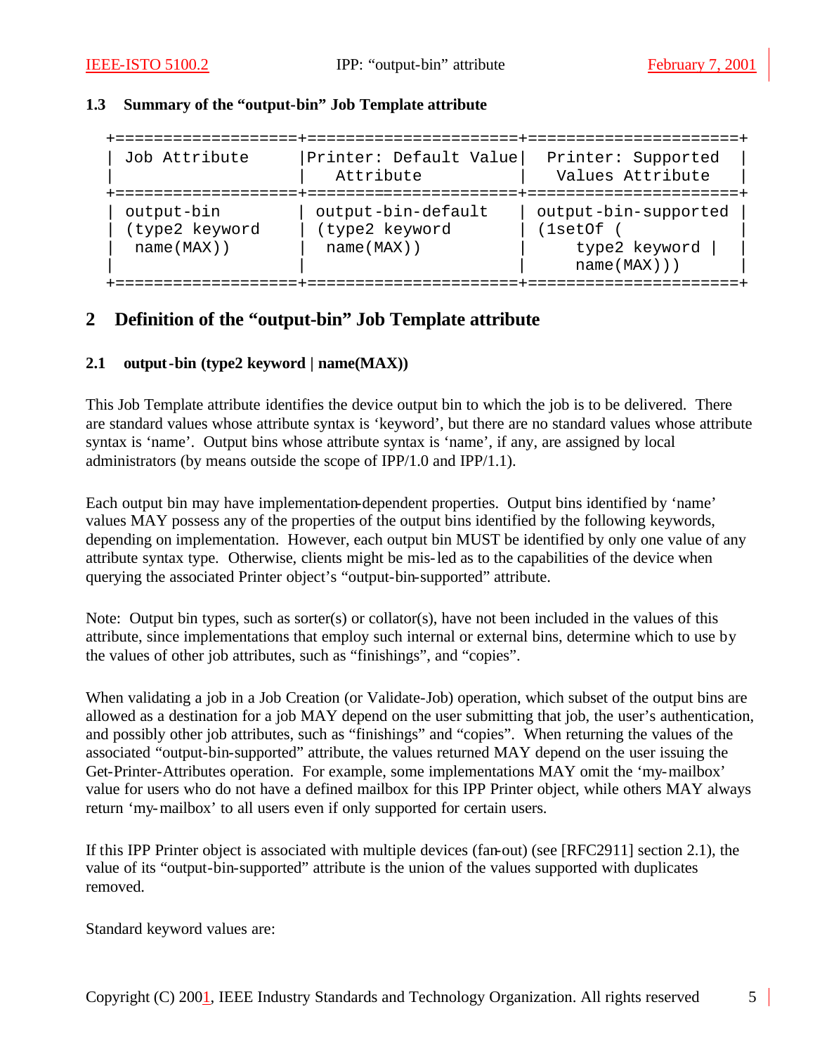### 1.3 Summary of the "output-bin" Job Template attribute

| Job Attribute | Printer: Default Value Attribute | Printer: Supported Values Attribute |
|---|---|---|
| output-bin (type2 keyword name(MAX)) | output-bin-default (type2 keyword name(MAX)) | output-bin-supported (1setOf ( type2 keyword \| name(MAX))) |

## 2 Definition of the "output-bin" Job Template attribute

### 2.1 output-bin (type2 keyword | name(MAX))

This Job Template attribute identifies the device output bin to which the job is to be delivered. There are standard values whose attribute syntax is 'keyword', but there are no standard values whose attribute syntax is 'name'. Output bins whose attribute syntax is 'name', if any, are assigned by local administrators (by means outside the scope of IPP/1.0 and IPP/1.1).

Each output bin may have implementation-dependent properties. Output bins identified by 'name' values MAY possess any of the properties of the output bins identified by the following keywords, depending on implementation. However, each output bin MUST be identified by only one value of any attribute syntax type. Otherwise, clients might be mis-led as to the capabilities of the device when querying the associated Printer object's "output-bin-supported" attribute.

Note: Output bin types, such as sorter(s) or collator(s), have not been included in the values of this attribute, since implementations that employ such internal or external bins, determine which to use by the values of other job attributes, such as "finishings", and "copies".

When validating a job in a Job Creation (or Validate-Job) operation, which subset of the output bins are allowed as a destination for a job MAY depend on the user submitting that job, the user's authentication, and possibly other job attributes, such as "finishings" and "copies". When returning the values of the associated "output-bin-supported" attribute, the values returned MAY depend on the user issuing the Get-Printer-Attributes operation. For example, some implementations MAY omit the 'my-mailbox' value for users who do not have a defined mailbox for this IPP Printer object, while others MAY always return 'my-mailbox' to all users even if only supported for certain users.

If this IPP Printer object is associated with multiple devices (fan-out) (see [RFC2911] section 2.1), the value of its "output-bin-supported" attribute is the union of the values supported with duplicates removed.

Standard keyword values are: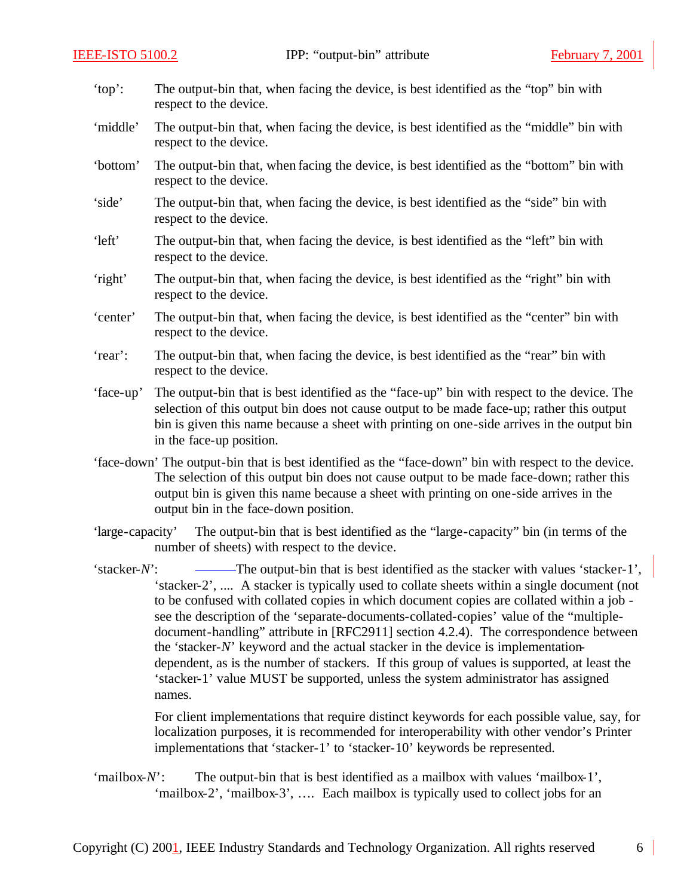'top': The output-bin that, when facing the device, is best identified as the "top" bin with respect to the device.

'middle' The output-bin that, when facing the device, is best identified as the "middle" bin with respect to the device.

'bottom' The output-bin that, when facing the device, is best identified as the "bottom" bin with respect to the device.

'side' The output-bin that, when facing the device, is best identified as the "side" bin with respect to the device.

'left' The output-bin that, when facing the device, is best identified as the "left" bin with respect to the device.

'right' The output-bin that, when facing the device, is best identified as the "right" bin with respect to the device.

'center' The output-bin that, when facing the device, is best identified as the "center" bin with respect to the device.

'rear': The output-bin that, when facing the device, is best identified as the "rear" bin with respect to the device.

'face-up' The output-bin that is best identified as the "face-up" bin with respect to the device. The selection of this output bin does not cause output to be made face-up; rather this output bin is given this name because a sheet with printing on one-side arrives in the output bin in the face-up position.

'face-down' The output-bin that is best identified as the "face-down" bin with respect to the device. The selection of this output bin does not cause output to be made face-down; rather this output bin is given this name because a sheet with printing on one-side arrives in the output bin in the face-down position.

'large-capacity' The output-bin that is best identified as the "large-capacity" bin (in terms of the number of sheets) with respect to the device.

'stacker-*N*': ——The output-bin that is best identified as the stacker with values 'stacker-1', 'stacker-2', .... A stacker is typically used to collate sheets within a single document (not to be confused with collated copies in which document copies are collated within a job - see the description of the 'separate-documents-collated-copies' value of the "multiple-document-handling" attribute in [RFC2911] section 4.2.4). The correspondence between the 'stacker-*N*' keyword and the actual stacker in the device is implementation-dependent, as is the number of stackers. If this group of values is supported, at least the 'stacker-1' value MUST be supported, unless the system administrator has assigned names.

For client implementations that require distinct keywords for each possible value, say, for localization purposes, it is recommended for interoperability with other vendor's Printer implementations that 'stacker-1' to 'stacker-10' keywords be represented.

'mailbox-*N*': The output-bin that is best identified as a mailbox with values 'mailbox-1', 'mailbox-2', 'mailbox-3', …. Each mailbox is typically used to collect jobs for an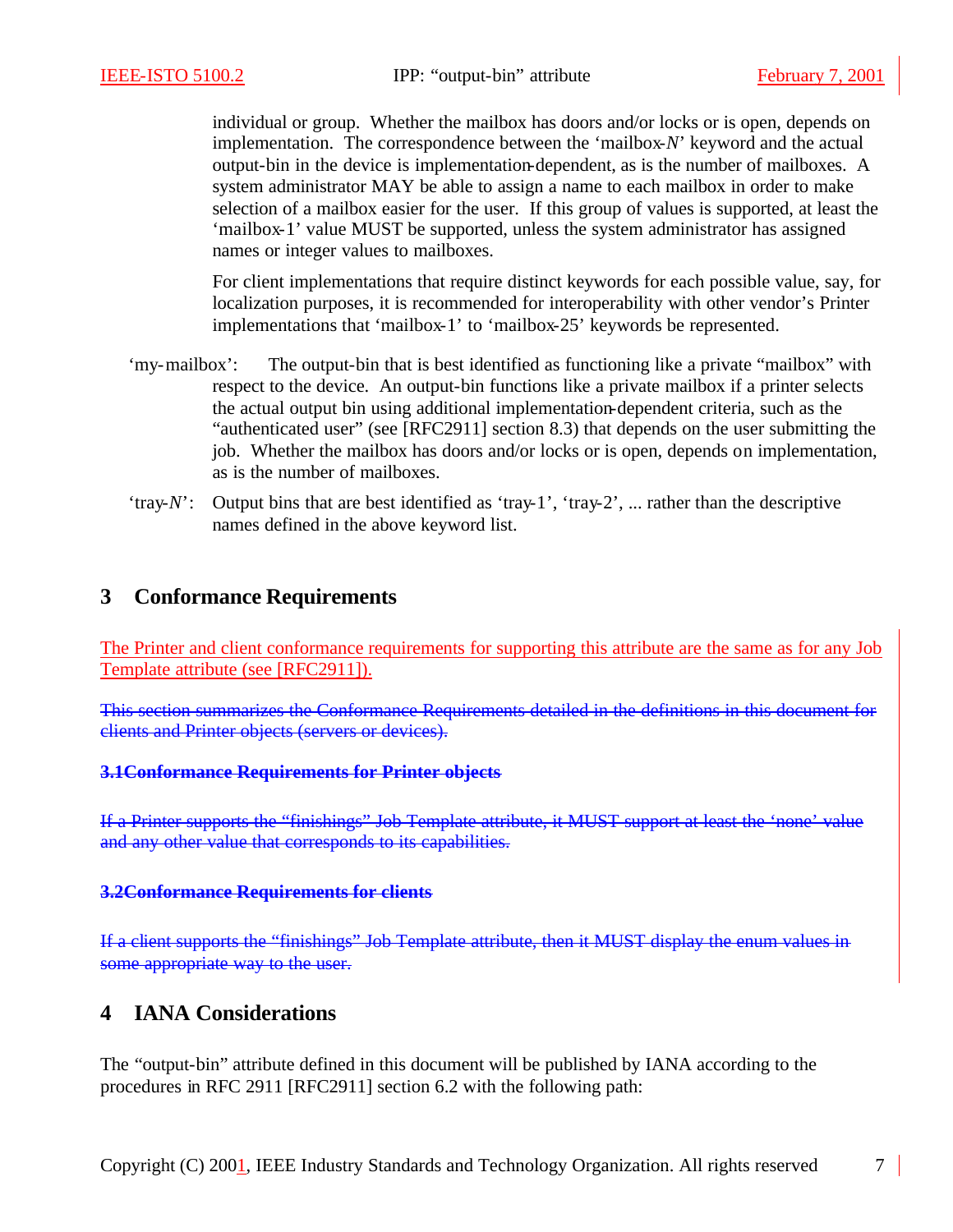individual or group. Whether the mailbox has doors and/or locks or is open, depends on implementation. The correspondence between the 'mailbox-*N*' keyword and the actual output-bin in the device is implementation-dependent, as is the number of mailboxes. A system administrator MAY be able to assign a name to each mailbox in order to make selection of a mailbox easier for the user. If this group of values is supported, at least the 'mailbox-1' value MUST be supported, unless the system administrator has assigned names or integer values to mailboxes.

For client implementations that require distinct keywords for each possible value, say, for localization purposes, it is recommended for interoperability with other vendor's Printer implementations that 'mailbox-1' to 'mailbox-25' keywords be represented.

'my-mailbox': The output-bin that is best identified as functioning like a private "mailbox" with respect to the device. An output-bin functions like a private mailbox if a printer selects the actual output bin using additional implementation-dependent criteria, such as the "authenticated user" (see [RFC2911] section 8.3) that depends on the user submitting the job. Whether the mailbox has doors and/or locks or is open, depends on implementation, as is the number of mailboxes.

'tray-*N*': Output bins that are best identified as 'tray-1', 'tray-2', ... rather than the descriptive names defined in the above keyword list.

# 3 Conformance Requirements

The Printer and client conformance requirements for supporting this attribute are the same as for any Job Template attribute (see [RFC2911]).

~~This section summarizes the Conformance Requirements detailed in the definitions in this document for clients and Printer objects (servers or devices).~~

~~**3.1Conformance Requirements for Printer objects**~~

~~If a Printer supports the "finishings" Job Template attribute, it MUST support at least the 'none' value and any other value that corresponds to its capabilities.~~

~~**3.2Conformance Requirements for clients**~~

~~If a client supports the "finishings" Job Template attribute, then it MUST display the enum values in some appropriate way to the user.~~

# 4 IANA Considerations

The "output-bin" attribute defined in this document will be published by IANA according to the procedures in RFC 2911 [RFC2911] section 6.2 with the following path: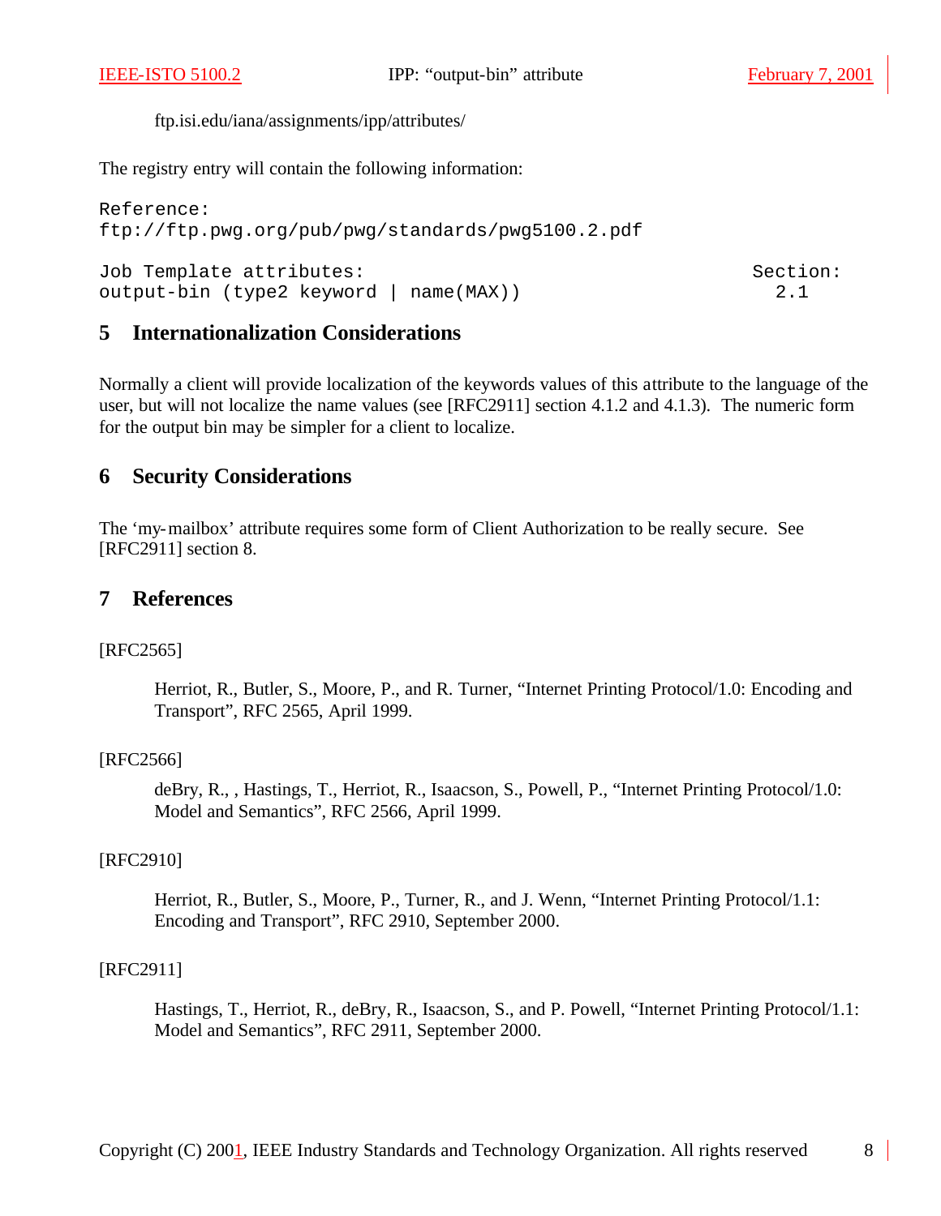ftp.isi.edu/iana/assignments/ipp/attributes/

The registry entry will contain the following information:

```
Reference:
ftp://ftp.pwg.org/pub/pwg/standards/pwg5100.2.pdf

Job Template attributes:                                        Section:
output-bin (type2 keyword | name(MAX))                            2.1
```

## 5 Internationalization Considerations

Normally a client will provide localization of the keywords values of this attribute to the language of the user, but will not localize the name values (see [RFC2911] section 4.1.2 and 4.1.3). The numeric form for the output bin may be simpler for a client to localize.

## 6 Security Considerations

The 'my-mailbox' attribute requires some form of Client Authorization to be really secure. See [RFC2911] section 8.

## 7 References

[RFC2565]

Herriot, R., Butler, S., Moore, P., and R. Turner, "Internet Printing Protocol/1.0: Encoding and Transport", RFC 2565, April 1999.

[RFC2566]

deBry, R., , Hastings, T., Herriot, R., Isaacson, S., Powell, P., "Internet Printing Protocol/1.0: Model and Semantics", RFC 2566, April 1999.

[RFC2910]

Herriot, R., Butler, S., Moore, P., Turner, R., and J. Wenn, "Internet Printing Protocol/1.1: Encoding and Transport", RFC 2910, September 2000.

[RFC2911]

Hastings, T., Herriot, R., deBry, R., Isaacson, S., and P. Powell, "Internet Printing Protocol/1.1: Model and Semantics", RFC 2911, September 2000.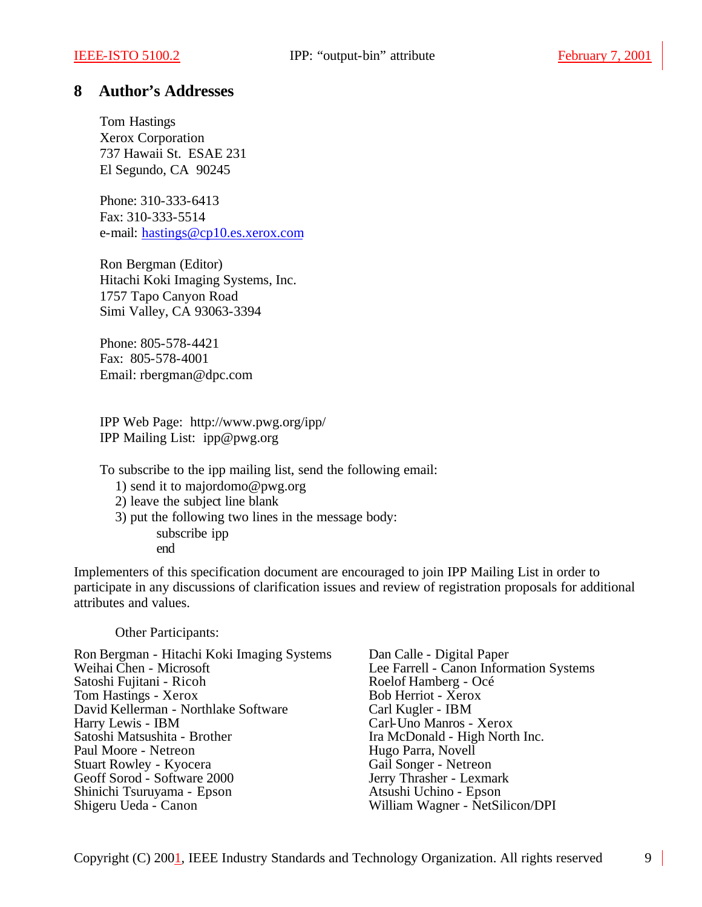## 8 Author's Addresses

Tom Hastings
Xerox Corporation
737 Hawaii St. ESAE 231
El Segundo, CA 90245

Phone: 310-333-6413
Fax: 310-333-5514
e-mail: hastings@cp10.es.xerox.com

Ron Bergman (Editor)
Hitachi Koki Imaging Systems, Inc.
1757 Tapo Canyon Road
Simi Valley, CA 93063-3394

Phone: 805-578-4421
Fax: 805-578-4001
Email: rbergman@dpc.com

IPP Web Page: http://www.pwg.org/ipp/
IPP Mailing List: ipp@pwg.org

To subscribe to the ipp mailing list, send the following email:

1) send it to majordomo@pwg.org
2) leave the subject line blank
3) put the following two lines in the message body:

    subscribe ipp
    end

Implementers of this specification document are encouraged to join IPP Mailing List in order to participate in any discussions of clarification issues and review of registration proposals for additional attributes and values.

Other Participants:

Ron Bergman - Hitachi Koki Imaging Systems
Weihai Chen - Microsoft
Satoshi Fujitani - Ricoh
Tom Hastings - Xerox
David Kellerman - Northlake Software
Harry Lewis - IBM
Satoshi Matsushita - Brother
Paul Moore - Netreon
Stuart Rowley - Kyocera
Geoff Sorod - Software 2000
Shinichi Tsuruyama - Epson
Shigeru Ueda - Canon
Dan Calle - Digital Paper
Lee Farrell - Canon Information Systems
Roelof Hamberg - Océ
Bob Herriot - Xerox
Carl Kugler - IBM
Carl-Uno Manros - Xerox
Ira McDonald - High North Inc.
Hugo Parra, Novell
Gail Songer - Netreon
Jerry Thrasher - Lexmark
Atsushi Uchino - Epson
William Wagner - NetSilicon/DPI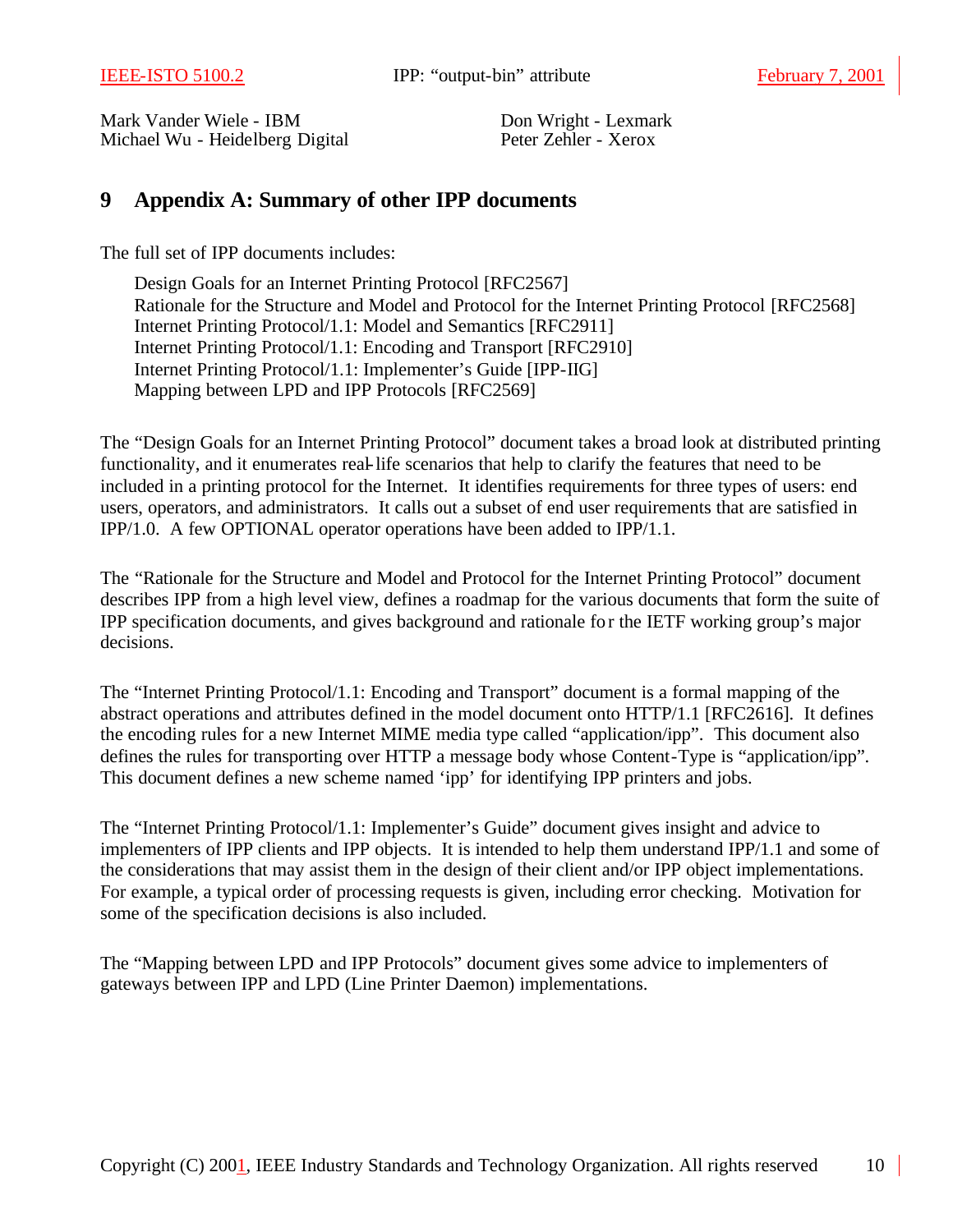Mark Vander Wiele - IBM
Michael Wu - Heidelberg Digital

Don Wright - Lexmark
Peter Zehler - Xerox

# 9 Appendix A: Summary of other IPP documents

The full set of IPP documents includes:

Design Goals for an Internet Printing Protocol [RFC2567]
Rationale for the Structure and Model and Protocol for the Internet Printing Protocol [RFC2568]
Internet Printing Protocol/1.1: Model and Semantics [RFC2911]
Internet Printing Protocol/1.1: Encoding and Transport [RFC2910]
Internet Printing Protocol/1.1: Implementer's Guide [IPP-IIG]
Mapping between LPD and IPP Protocols [RFC2569]

The "Design Goals for an Internet Printing Protocol" document takes a broad look at distributed printing functionality, and it enumerates real-life scenarios that help to clarify the features that need to be included in a printing protocol for the Internet. It identifies requirements for three types of users: end users, operators, and administrators. It calls out a subset of end user requirements that are satisfied in IPP/1.0. A few OPTIONAL operator operations have been added to IPP/1.1.

The "Rationale for the Structure and Model and Protocol for the Internet Printing Protocol" document describes IPP from a high level view, defines a roadmap for the various documents that form the suite of IPP specification documents, and gives background and rationale for the IETF working group's major decisions.

The "Internet Printing Protocol/1.1: Encoding and Transport" document is a formal mapping of the abstract operations and attributes defined in the model document onto HTTP/1.1 [RFC2616]. It defines the encoding rules for a new Internet MIME media type called "application/ipp". This document also defines the rules for transporting over HTTP a message body whose Content-Type is "application/ipp". This document defines a new scheme named 'ipp' for identifying IPP printers and jobs.

The "Internet Printing Protocol/1.1: Implementer's Guide" document gives insight and advice to implementers of IPP clients and IPP objects. It is intended to help them understand IPP/1.1 and some of the considerations that may assist them in the design of their client and/or IPP object implementations. For example, a typical order of processing requests is given, including error checking. Motivation for some of the specification decisions is also included.

The "Mapping between LPD and IPP Protocols" document gives some advice to implementers of gateways between IPP and LPD (Line Printer Daemon) implementations.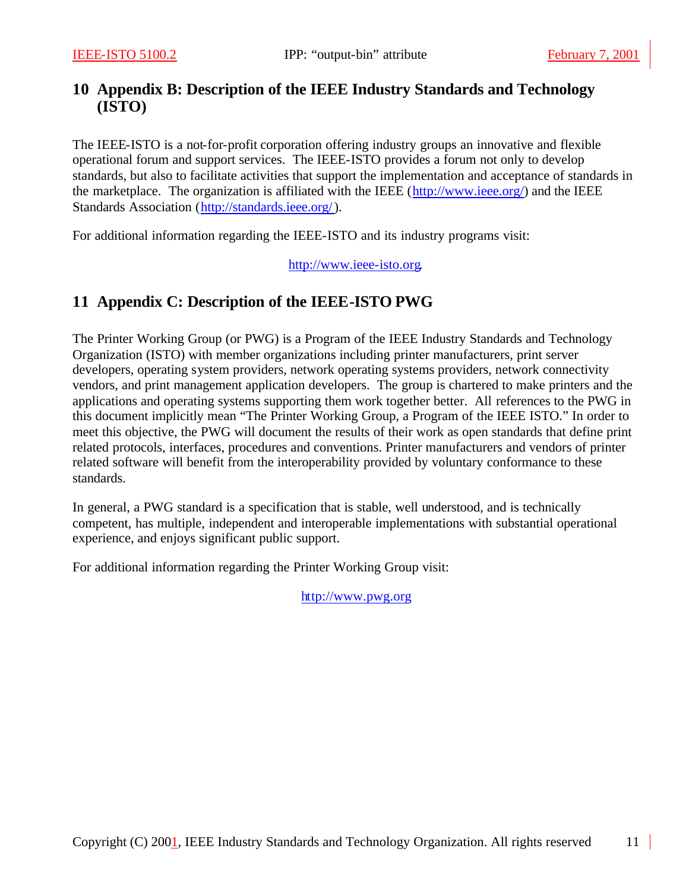## 10 Appendix B: Description of the IEEE Industry Standards and Technology (ISTO)

The IEEE-ISTO is a not-for-profit corporation offering industry groups an innovative and flexible operational forum and support services. The IEEE-ISTO provides a forum not only to develop standards, but also to facilitate activities that support the implementation and acceptance of standards in the marketplace. The organization is affiliated with the IEEE (http://www.ieee.org/) and the IEEE Standards Association (http://standards.ieee.org/).

For additional information regarding the IEEE-ISTO and its industry programs visit:

http://www.ieee-isto.org.

## 11 Appendix C: Description of the IEEE-ISTO PWG

The Printer Working Group (or PWG) is a Program of the IEEE Industry Standards and Technology Organization (ISTO) with member organizations including printer manufacturers, print server developers, operating system providers, network operating systems providers, network connectivity vendors, and print management application developers. The group is chartered to make printers and the applications and operating systems supporting them work together better. All references to the PWG in this document implicitly mean "The Printer Working Group, a Program of the IEEE ISTO." In order to meet this objective, the PWG will document the results of their work as open standards that define print related protocols, interfaces, procedures and conventions. Printer manufacturers and vendors of printer related software will benefit from the interoperability provided by voluntary conformance to these standards.

In general, a PWG standard is a specification that is stable, well understood, and is technically competent, has multiple, independent and interoperable implementations with substantial operational experience, and enjoys significant public support.

For additional information regarding the Printer Working Group visit:

http://www.pwg.org